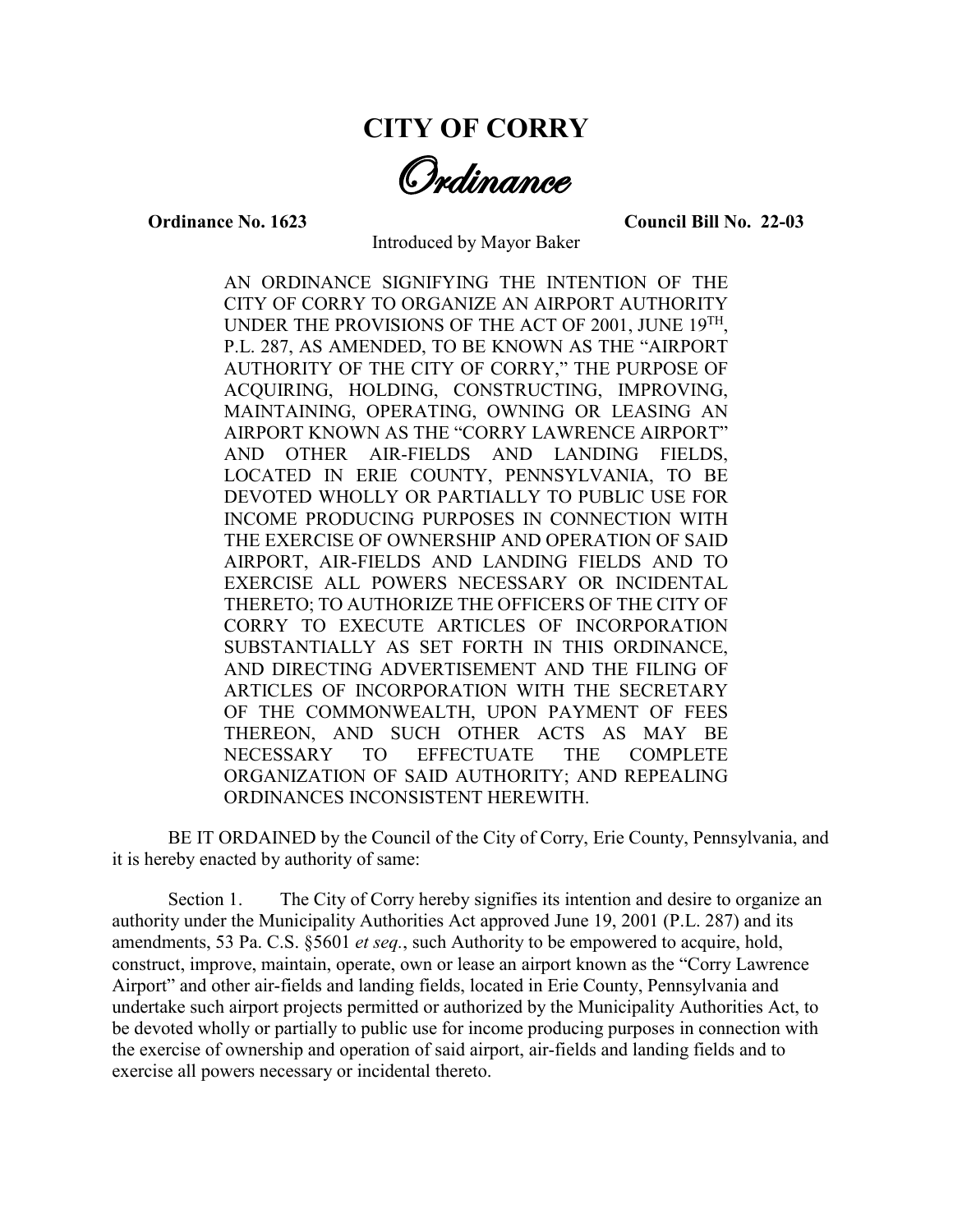# CITY OF CORRY

## *Ordinance*

**Ordinance No. 1623** **Council Bill No. 22-03**

Introduced by Mayor Baker

AN ORDINANCE SIGNIFYING THE INTENTION OF THE CITY OF CORRY TO ORGANIZE AN AIRPORT AUTHORITY UNDER THE PROVISIONS OF THE ACT OF 2001, JUNE 19TH, P.L. 287, AS AMENDED, TO BE KNOWN AS THE "AIRPORT AUTHORITY OF THE CITY OF CORRY," THE PURPOSE OF ACQUIRING, HOLDING, CONSTRUCTING, IMPROVING, MAINTAINING, OPERATING, OWNING OR LEASING AN AIRPORT KNOWN AS THE "CORRY LAWRENCE AIRPORT" AND OTHER AIR-FIELDS AND LANDING FIELDS, LOCATED IN ERIE COUNTY, PENNSYLVANIA, TO BE DEVOTED WHOLLY OR PARTIALLY TO PUBLIC USE FOR INCOME PRODUCING PURPOSES IN CONNECTION WITH THE EXERCISE OF OWNERSHIP AND OPERATION OF SAID AIRPORT, AIR-FIELDS AND LANDING FIELDS AND TO EXERCISE ALL POWERS NECESSARY OR INCIDENTAL THERETO; TO AUTHORIZE THE OFFICERS OF THE CITY OF CORRY TO EXECUTE ARTICLES OF INCORPORATION SUBSTANTIALLY AS SET FORTH IN THIS ORDINANCE, AND DIRECTING ADVERTISEMENT AND THE FILING OF ARTICLES OF INCORPORATION WITH THE SECRETARY OF THE COMMONWEALTH, UPON PAYMENT OF FEES THEREON, AND SUCH OTHER ACTS AS MAY BE NECESSARY TO EFFECTUATE THE COMPLETE ORGANIZATION OF SAID AUTHORITY; AND REPEALING ORDINANCES INCONSISTENT HEREWITH.

BE IT ORDAINED by the Council of the City of Corry, Erie County, Pennsylvania, and it is hereby enacted by authority of same:

Section 1. The City of Corry hereby signifies its intention and desire to organize an authority under the Municipality Authorities Act approved June 19, 2001 (P.L. 287) and its amendments, 53 Pa. C.S. §5601 *et seq.*, such Authority to be empowered to acquire, hold, construct, improve, maintain, operate, own or lease an airport known as the "Corry Lawrence Airport" and other air-fields and landing fields, located in Erie County, Pennsylvania and undertake such airport projects permitted or authorized by the Municipality Authorities Act, to be devoted wholly or partially to public use for income producing purposes in connection with the exercise of ownership and operation of said airport, air-fields and landing fields and to exercise all powers necessary or incidental thereto.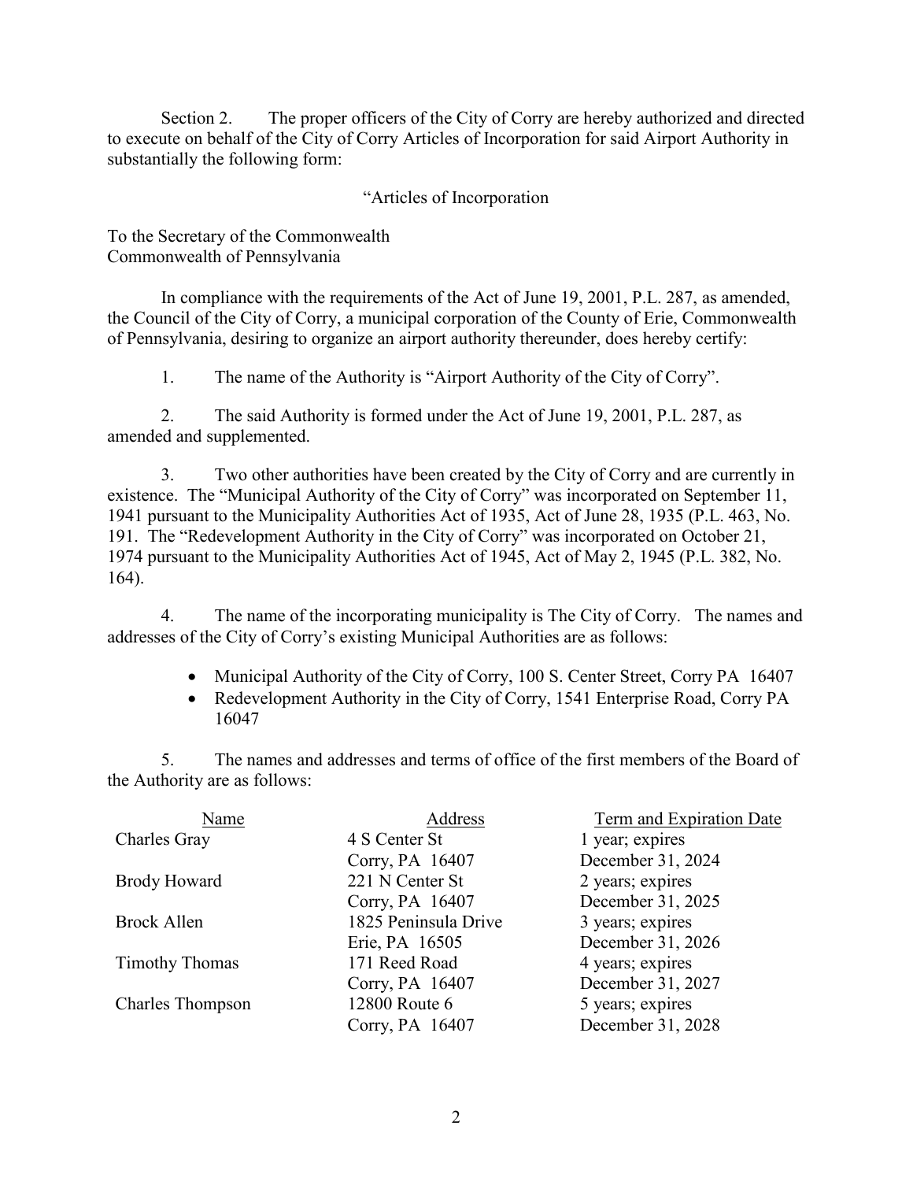Section 2. The proper officers of the City of Corry are hereby authorized and directed to execute on behalf of the City of Corry Articles of Incorporation for said Airport Authority in substantially the following form:

"Articles of Incorporation

To the Secretary of the Commonwealth
Commonwealth of Pennsylvania

In compliance with the requirements of the Act of June 19, 2001, P.L. 287, as amended, the Council of the City of Corry, a municipal corporation of the County of Erie, Commonwealth of Pennsylvania, desiring to organize an airport authority thereunder, does hereby certify:

1. The name of the Authority is "Airport Authority of the City of Corry".

2. The said Authority is formed under the Act of June 19, 2001, P.L. 287, as amended and supplemented.

3. Two other authorities have been created by the City of Corry and are currently in existence. The "Municipal Authority of the City of Corry" was incorporated on September 11, 1941 pursuant to the Municipality Authorities Act of 1935, Act of June 28, 1935 (P.L. 463, No. 191. The "Redevelopment Authority in the City of Corry" was incorporated on October 21, 1974 pursuant to the Municipality Authorities Act of 1945, Act of May 2, 1945 (P.L. 382, No. 164).

4. The name of the incorporating municipality is The City of Corry. The names and addresses of the City of Corry's existing Municipal Authorities are as follows:

- Municipal Authority of the City of Corry, 100 S. Center Street, Corry PA 16407
- Redevelopment Authority in the City of Corry, 1541 Enterprise Road, Corry PA 16047

5. The names and addresses and terms of office of the first members of the Board of the Authority are as follows:

| Name | Address | Term and Expiration Date |
|---|---|---|
| Charles Gray | 4 S Center St<br>Corry, PA 16407 | 1 year; expires<br>December 31, 2024 |
| Brody Howard | 221 N Center St<br>Corry, PA 16407 | 2 years; expires<br>December 31, 2025 |
| Brock Allen | 1825 Peninsula Drive<br>Erie, PA 16505 | 3 years; expires<br>December 31, 2026 |
| Timothy Thomas | 171 Reed Road<br>Corry, PA 16407 | 4 years; expires<br>December 31, 2027 |
| Charles Thompson | 12800 Route 6<br>Corry, PA 16407 | 5 years; expires<br>December 31, 2028 |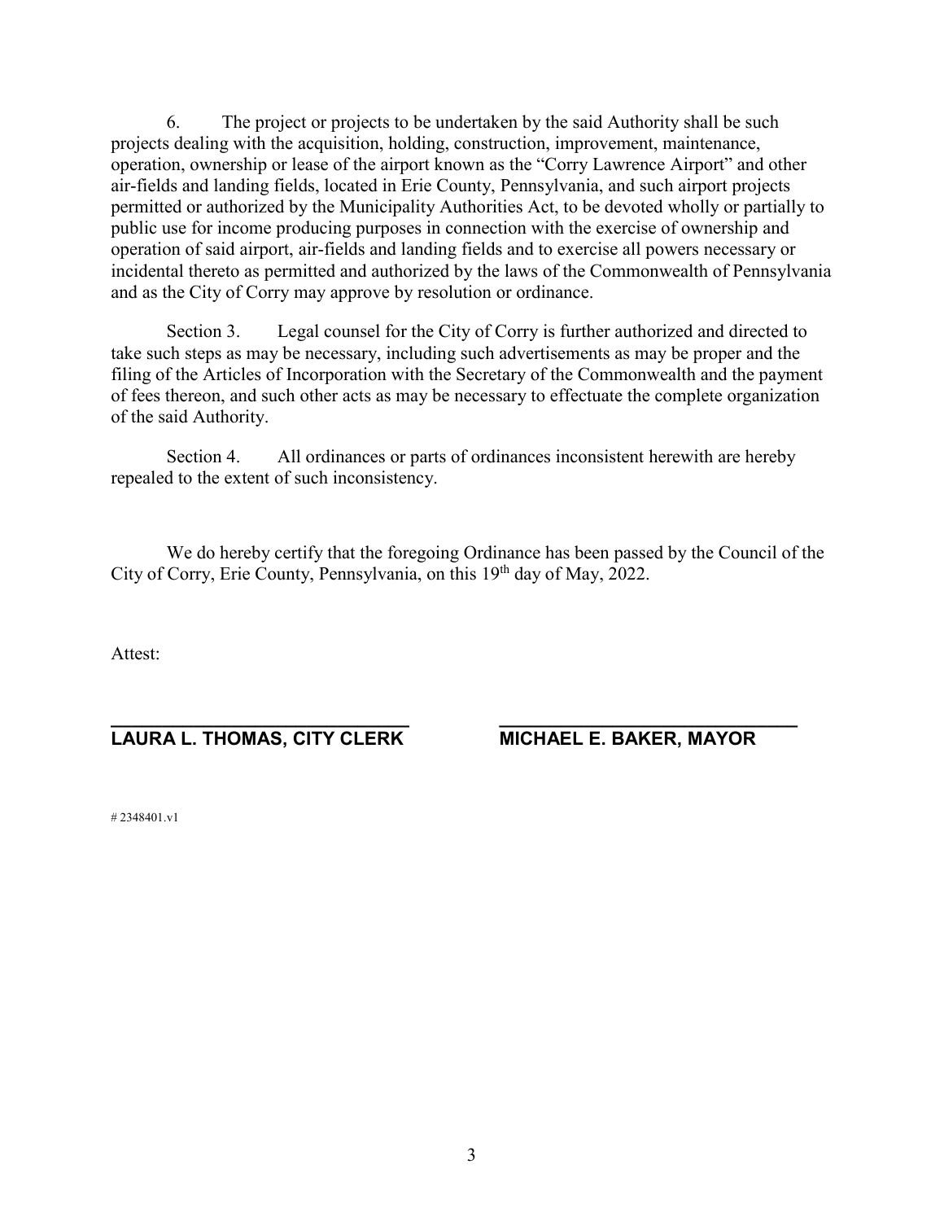6. The project or projects to be undertaken by the said Authority shall be such projects dealing with the acquisition, holding, construction, improvement, maintenance, operation, ownership or lease of the airport known as the "Corry Lawrence Airport" and other air-fields and landing fields, located in Erie County, Pennsylvania, and such airport projects permitted or authorized by the Municipality Authorities Act, to be devoted wholly or partially to public use for income producing purposes in connection with the exercise of ownership and operation of said airport, air-fields and landing fields and to exercise all powers necessary or incidental thereto as permitted and authorized by the laws of the Commonwealth of Pennsylvania and as the City of Corry may approve by resolution or ordinance.

Section 3. Legal counsel for the City of Corry is further authorized and directed to take such steps as may be necessary, including such advertisements as may be proper and the filing of the Articles of Incorporation with the Secretary of the Commonwealth and the payment of fees thereon, and such other acts as may be necessary to effectuate the complete organization of the said Authority.

Section 4. All ordinances or parts of ordinances inconsistent herewith are hereby repealed to the extent of such inconsistency.

We do hereby certify that the foregoing Ordinance has been passed by the Council of the City of Corry, Erie County, Pennsylvania, on this 19th day of May, 2022.

Attest:

\_\_\_\_\_\_\_\_\_\_\_\_\_\_\_\_\_\_\_\_\_\_\_\_\_\_\_\_\_\_
**LAURA L. THOMAS, CITY CLERK**

\_\_\_\_\_\_\_\_\_\_\_\_\_\_\_\_\_\_\_\_\_\_\_\_\_\_\_\_\_\_
**MICHAEL E. BAKER, MAYOR**

# 2348401.v1